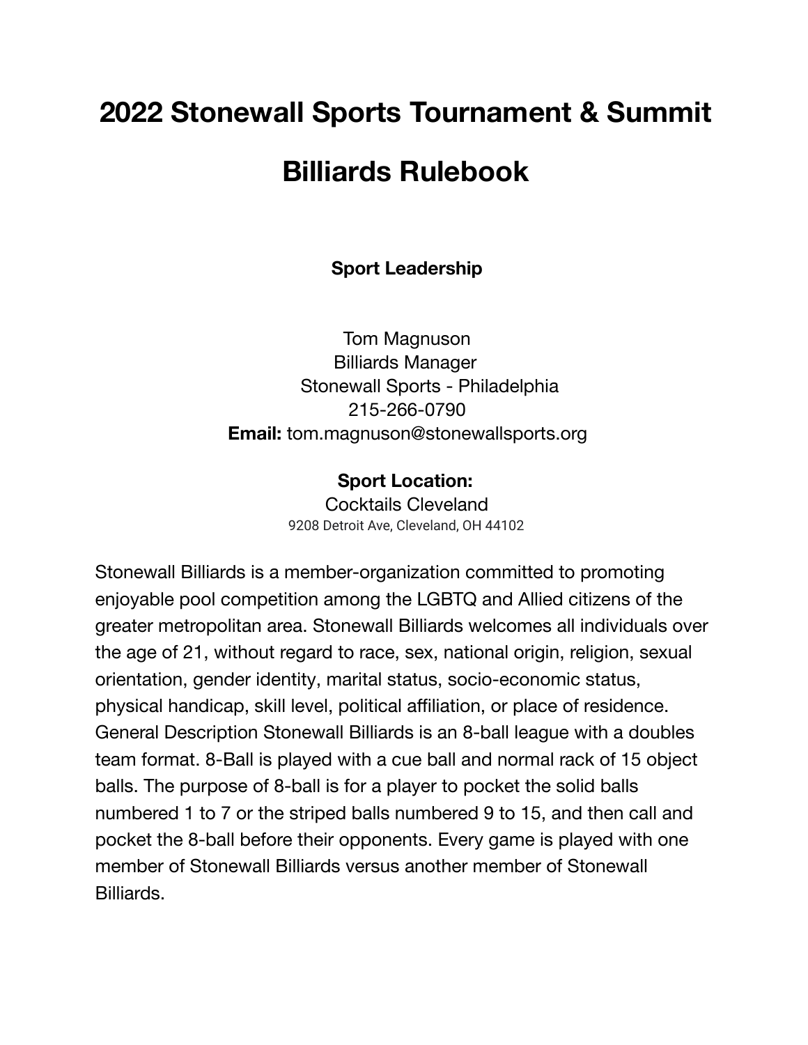# 2022 Stonewall Sports Tournament & Summit

# Billiards Rulebook

**Sport Leadership**

Tom Magnuson
Billiards Manager
Stonewall Sports - Philadelphia
215-266-0790
**Email:** tom.magnuson@stonewallsports.org

**Sport Location:**
Cocktails Cleveland
9208 Detroit Ave, Cleveland, OH 44102

Stonewall Billiards is a member-organization committed to promoting enjoyable pool competition among the LGBTQ and Allied citizens of the greater metropolitan area. Stonewall Billiards welcomes all individuals over the age of 21, without regard to race, sex, national origin, religion, sexual orientation, gender identity, marital status, socio-economic status, physical handicap, skill level, political affiliation, or place of residence. General Description Stonewall Billiards is an 8-ball league with a doubles team format. 8-Ball is played with a cue ball and normal rack of 15 object balls. The purpose of 8-ball is for a player to pocket the solid balls numbered 1 to 7 or the striped balls numbered 9 to 15, and then call and pocket the 8-ball before their opponents. Every game is played with one member of Stonewall Billiards versus another member of Stonewall Billiards.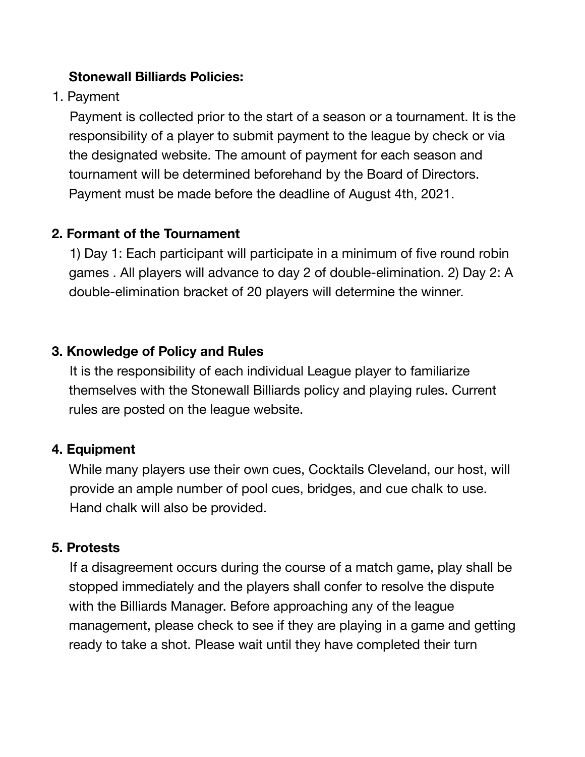**Stonewall Billiards Policies:**

1. Payment

   Payment is collected prior to the start of a season or a tournament. It is the responsibility of a player to submit payment to the league by check or via the designated website. The amount of payment for each season and tournament will be determined beforehand by the Board of Directors. Payment must be made before the deadline of August 4th, 2021.

**2. Formant of the Tournament**

1) Day 1: Each participant will participate in a minimum of five round robin games . All players will advance to day 2 of double-elimination. 2) Day 2: A double-elimination bracket of 20 players will determine the winner.

**3. Knowledge of Policy and Rules**

It is the responsibility of each individual League player to familiarize themselves with the Stonewall Billiards policy and playing rules. Current rules are posted on the league website.

**4. Equipment**

While many players use their own cues, Cocktails Cleveland, our host, will provide an ample number of pool cues, bridges, and cue chalk to use. Hand chalk will also be provided.

**5. Protests**

If a disagreement occurs during the course of a match game, play shall be stopped immediately and the players shall confer to resolve the dispute with the Billiards Manager. Before approaching any of the league management, please check to see if they are playing in a game and getting ready to take a shot. Please wait until they have completed their turn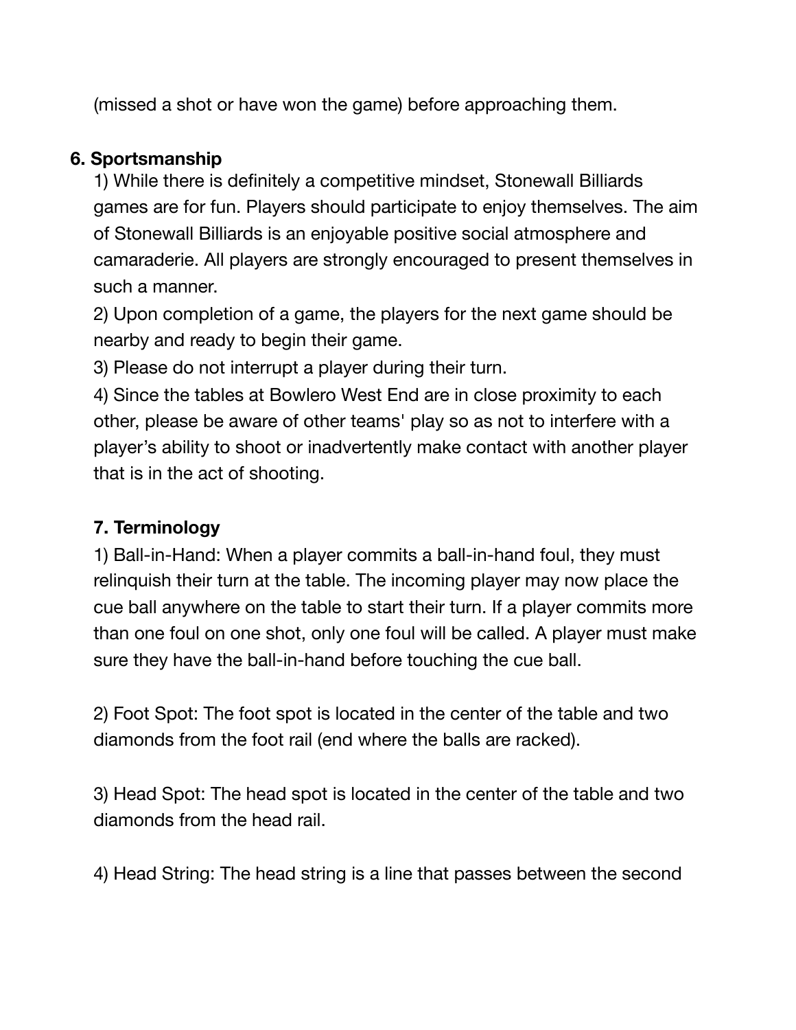(missed a shot or have won the game) before approaching them.

## 6. Sportsmanship

1) While there is definitely a competitive mindset, Stonewall Billiards games are for fun. Players should participate to enjoy themselves. The aim of Stonewall Billiards is an enjoyable positive social atmosphere and camaraderie. All players are strongly encouraged to present themselves in such a manner.
2) Upon completion of a game, the players for the next game should be nearby and ready to begin their game.
3) Please do not interrupt a player during their turn.
4) Since the tables at Bowlero West End are in close proximity to each other, please be aware of other teams' play so as not to interfere with a player's ability to shoot or inadvertently make contact with another player that is in the act of shooting.

## 7. Terminology

1) Ball-in-Hand: When a player commits a ball-in-hand foul, they must relinquish their turn at the table. The incoming player may now place the cue ball anywhere on the table to start their turn. If a player commits more than one foul on one shot, only one foul will be called. A player must make sure they have the ball-in-hand before touching the cue ball.

2) Foot Spot: The foot spot is located in the center of the table and two diamonds from the foot rail (end where the balls are racked).

3) Head Spot: The head spot is located in the center of the table and two diamonds from the head rail.

4) Head String: The head string is a line that passes between the second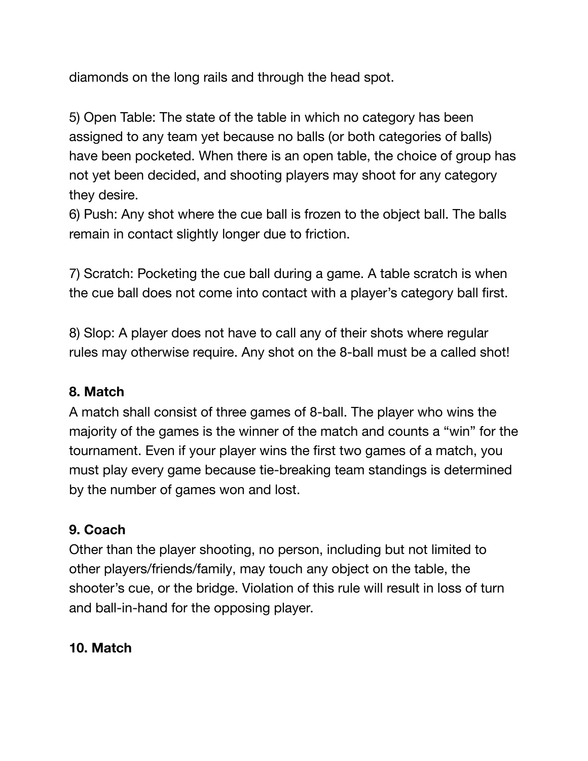diamonds on the long rails and through the head spot.

5) Open Table: The state of the table in which no category has been assigned to any team yet because no balls (or both categories of balls) have been pocketed. When there is an open table, the choice of group has not yet been decided, and shooting players may shoot for any category they desire.
6) Push: Any shot where the cue ball is frozen to the object ball. The balls remain in contact slightly longer due to friction.

7) Scratch: Pocketing the cue ball during a game. A table scratch is when the cue ball does not come into contact with a player's category ball first.

8) Slop: A player does not have to call any of their shots where regular rules may otherwise require. Any shot on the 8-ball must be a called shot!

### 8. Match

A match shall consist of three games of 8-ball. The player who wins the majority of the games is the winner of the match and counts a "win" for the tournament. Even if your player wins the first two games of a match, you must play every game because tie-breaking team standings is determined by the number of games won and lost.

### 9. Coach

Other than the player shooting, no person, including but not limited to other players/friends/family, may touch any object on the table, the shooter's cue, or the bridge. Violation of this rule will result in loss of turn and ball-in-hand for the opposing player.

### 10. Match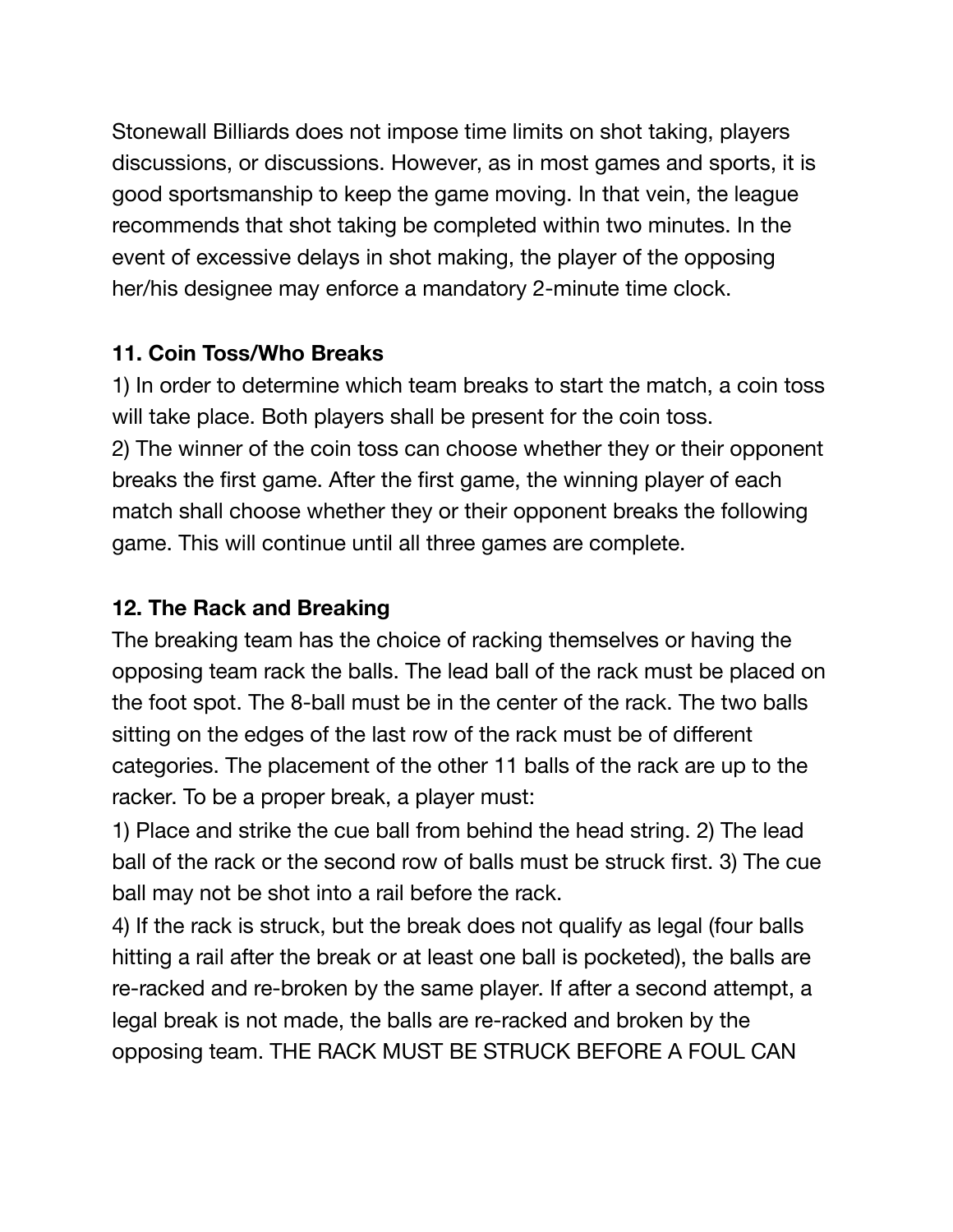Stonewall Billiards does not impose time limits on shot taking, players discussions, or discussions. However, as in most games and sports, it is good sportsmanship to keep the game moving. In that vein, the league recommends that shot taking be completed within two minutes. In the event of excessive delays in shot making, the player of the opposing her/his designee may enforce a mandatory 2-minute time clock.

**11. Coin Toss/Who Breaks**

1) In order to determine which team breaks to start the match, a coin toss will take place. Both players shall be present for the coin toss.
2) The winner of the coin toss can choose whether they or their opponent breaks the first game. After the first game, the winning player of each match shall choose whether they or their opponent breaks the following game. This will continue until all three games are complete.

**12. The Rack and Breaking**

The breaking team has the choice of racking themselves or having the opposing team rack the balls. The lead ball of the rack must be placed on the foot spot. The 8-ball must be in the center of the rack. The two balls sitting on the edges of the last row of the rack must be of different categories. The placement of the other 11 balls of the rack are up to the racker. To be a proper break, a player must:

1) Place and strike the cue ball from behind the head string. 2) The lead ball of the rack or the second row of balls must be struck first. 3) The cue ball may not be shot into a rail before the rack.
4) If the rack is struck, but the break does not qualify as legal (four balls hitting a rail after the break or at least one ball is pocketed), the balls are re-racked and re-broken by the same player. If after a second attempt, a legal break is not made, the balls are re-racked and broken by the opposing team. THE RACK MUST BE STRUCK BEFORE A FOUL CAN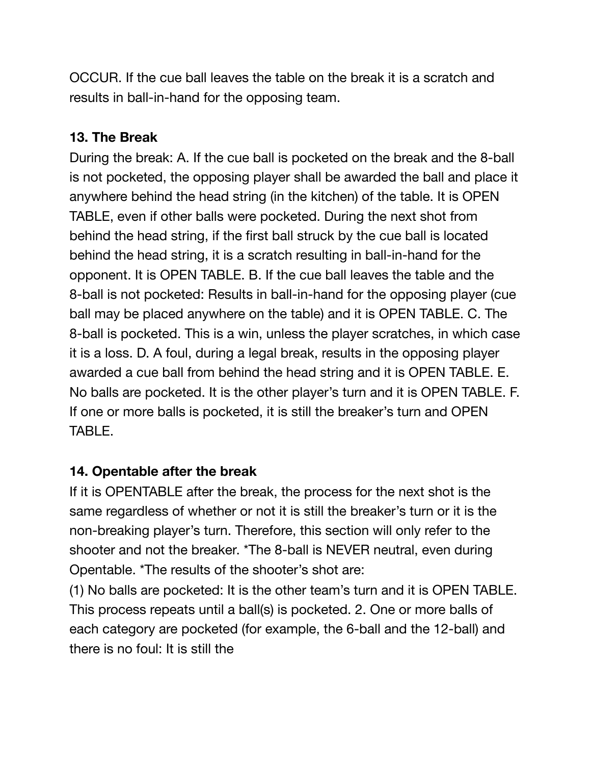OCCUR. If the cue ball leaves the table on the break it is a scratch and results in ball-in-hand for the opposing team.

**13. The Break**

During the break: A. If the cue ball is pocketed on the break and the 8-ball is not pocketed, the opposing player shall be awarded the ball and place it anywhere behind the head string (in the kitchen) of the table. It is OPEN TABLE, even if other balls were pocketed. During the next shot from behind the head string, if the first ball struck by the cue ball is located behind the head string, it is a scratch resulting in ball-in-hand for the opponent. It is OPEN TABLE. B. If the cue ball leaves the table and the 8-ball is not pocketed: Results in ball-in-hand for the opposing player (cue ball may be placed anywhere on the table) and it is OPEN TABLE. C. The 8-ball is pocketed. This is a win, unless the player scratches, in which case it is a loss. D. A foul, during a legal break, results in the opposing player awarded a cue ball from behind the head string and it is OPEN TABLE. E. No balls are pocketed. It is the other player's turn and it is OPEN TABLE. F. If one or more balls is pocketed, it is still the breaker's turn and OPEN TABLE.

**14. Opentable after the break**

If it is OPENTABLE after the break, the process for the next shot is the same regardless of whether or not it is still the breaker's turn or it is the non-breaking player's turn. Therefore, this section will only refer to the shooter and not the breaker. *The 8-ball is NEVER neutral, even during Opentable. *The results of the shooter's shot are:

(1) No balls are pocketed: It is the other team's turn and it is OPEN TABLE. This process repeats until a ball(s) is pocketed. 2. One or more balls of each category are pocketed (for example, the 6-ball and the 12-ball) and there is no foul: It is still the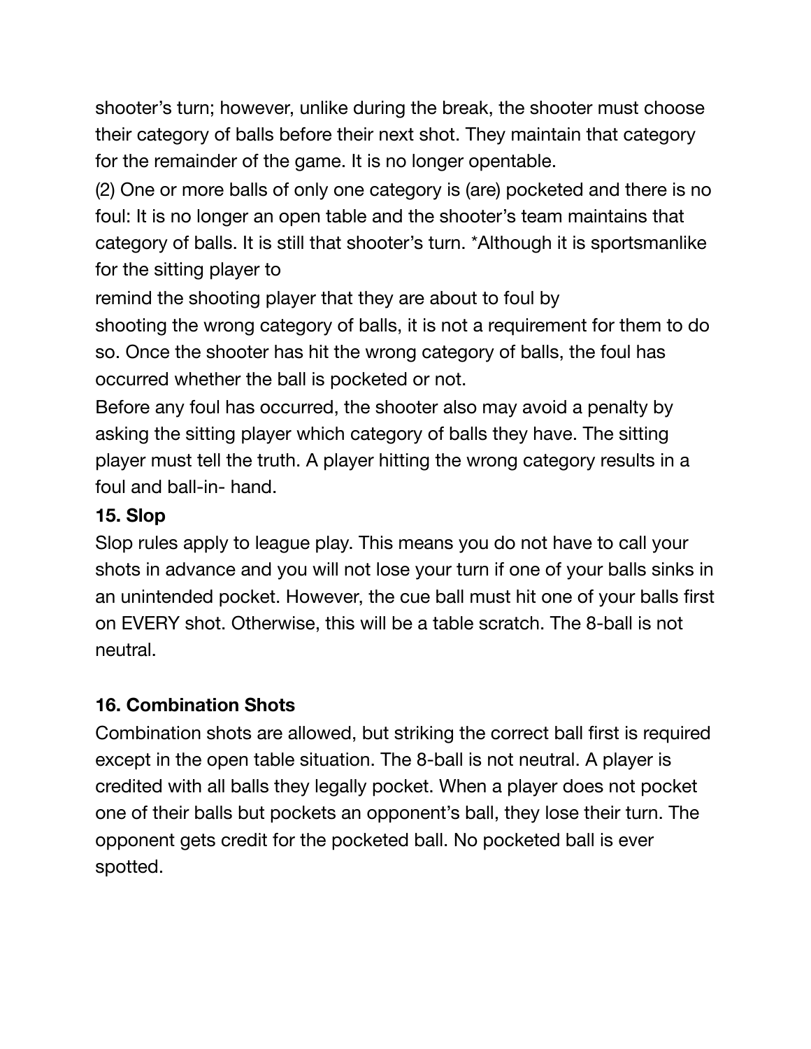shooter's turn; however, unlike during the break, the shooter must choose their category of balls before their next shot. They maintain that category for the remainder of the game. It is no longer opentable.

(2) One or more balls of only one category is (are) pocketed and there is no foul: It is no longer an open table and the shooter's team maintains that category of balls. It is still that shooter's turn. *Although it is sportsmanlike for the sitting player to remind the shooting player that they are about to foul by shooting the wrong category of balls, it is not a requirement for them to do so. Once the shooter has hit the wrong category of balls, the foul has occurred whether the ball is pocketed or not.

Before any foul has occurred, the shooter also may avoid a penalty by asking the sitting player which category of balls they have. The sitting player must tell the truth. A player hitting the wrong category results in a foul and ball-in- hand.

**15. Slop**

Slop rules apply to league play. This means you do not have to call your shots in advance and you will not lose your turn if one of your balls sinks in an unintended pocket. However, the cue ball must hit one of your balls first on EVERY shot. Otherwise, this will be a table scratch. The 8-ball is not neutral.

**16. Combination Shots**

Combination shots are allowed, but striking the correct ball first is required except in the open table situation. The 8-ball is not neutral. A player is credited with all balls they legally pocket. When a player does not pocket one of their balls but pockets an opponent's ball, they lose their turn. The opponent gets credit for the pocketed ball. No pocketed ball is ever spotted.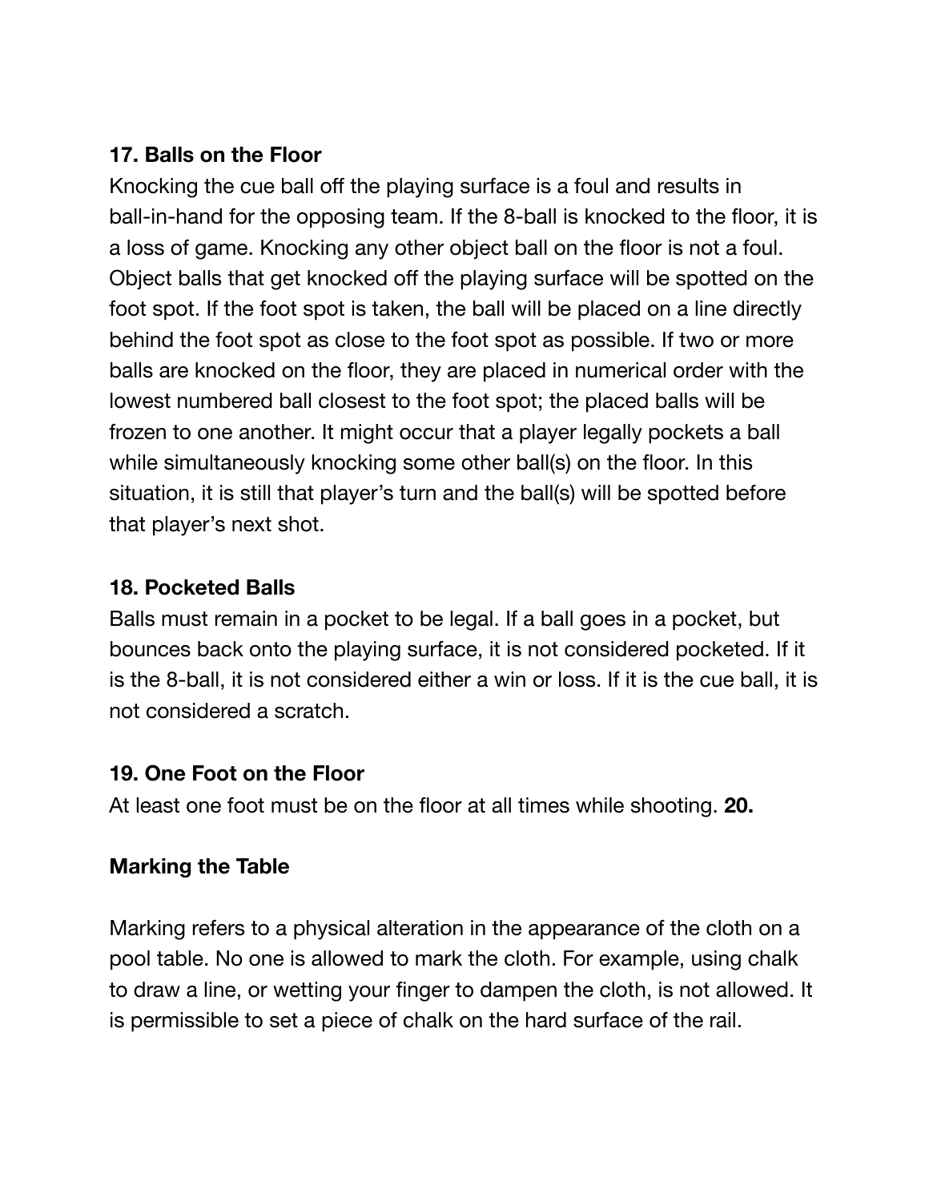**17. Balls on the Floor**

Knocking the cue ball off the playing surface is a foul and results in ball-in-hand for the opposing team. If the 8-ball is knocked to the floor, it is a loss of game. Knocking any other object ball on the floor is not a foul. Object balls that get knocked off the playing surface will be spotted on the foot spot. If the foot spot is taken, the ball will be placed on a line directly behind the foot spot as close to the foot spot as possible. If two or more balls are knocked on the floor, they are placed in numerical order with the lowest numbered ball closest to the foot spot; the placed balls will be frozen to one another. It might occur that a player legally pockets a ball while simultaneously knocking some other ball(s) on the floor. In this situation, it is still that player's turn and the ball(s) will be spotted before that player's next shot.

**18. Pocketed Balls**

Balls must remain in a pocket to be legal. If a ball goes in a pocket, but bounces back onto the playing surface, it is not considered pocketed. If it is the 8-ball, it is not considered either a win or loss. If it is the cue ball, it is not considered a scratch.

**19. One Foot on the Floor**

At least one foot must be on the floor at all times while shooting. **20.**

**Marking the Table**

Marking refers to a physical alteration in the appearance of the cloth on a pool table. No one is allowed to mark the cloth. For example, using chalk to draw a line, or wetting your finger to dampen the cloth, is not allowed. It is permissible to set a piece of chalk on the hard surface of the rail.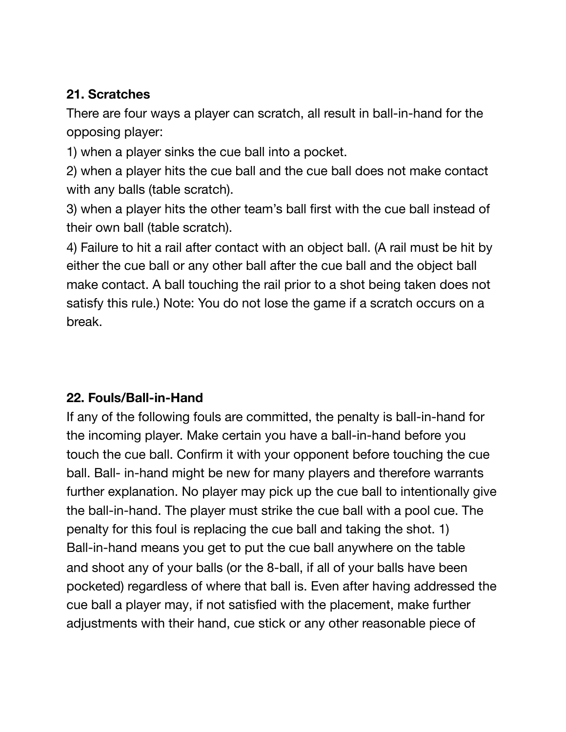**21. Scratches**

There are four ways a player can scratch, all result in ball-in-hand for the opposing player:

1) when a player sinks the cue ball into a pocket.

2) when a player hits the cue ball and the cue ball does not make contact with any balls (table scratch).

3) when a player hits the other team's ball first with the cue ball instead of their own ball (table scratch).

4) Failure to hit a rail after contact with an object ball. (A rail must be hit by either the cue ball or any other ball after the cue ball and the object ball make contact. A ball touching the rail prior to a shot being taken does not satisfy this rule.) Note: You do not lose the game if a scratch occurs on a break.

**22. Fouls/Ball-in-Hand**

If any of the following fouls are committed, the penalty is ball-in-hand for the incoming player. Make certain you have a ball-in-hand before you touch the cue ball. Confirm it with your opponent before touching the cue ball. Ball- in-hand might be new for many players and therefore warrants further explanation. No player may pick up the cue ball to intentionally give the ball-in-hand. The player must strike the cue ball with a pool cue. The penalty for this foul is replacing the cue ball and taking the shot. 1) Ball-in-hand means you get to put the cue ball anywhere on the table and shoot any of your balls (or the 8-ball, if all of your balls have been pocketed) regardless of where that ball is. Even after having addressed the cue ball a player may, if not satisfied with the placement, make further adjustments with their hand, cue stick or any other reasonable piece of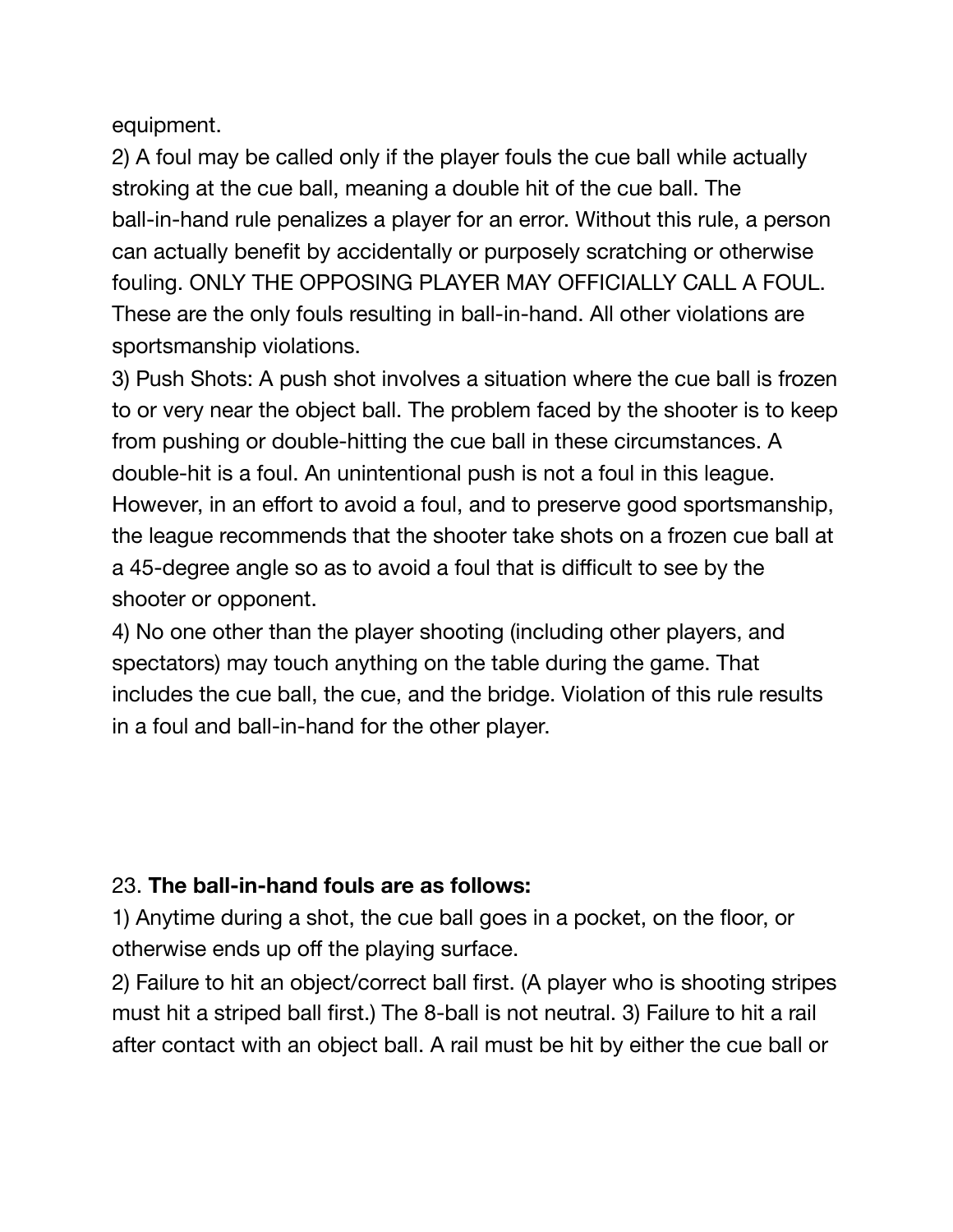equipment.

2) A foul may be called only if the player fouls the cue ball while actually stroking at the cue ball, meaning a double hit of the cue ball. The ball-in-hand rule penalizes a player for an error. Without this rule, a person can actually benefit by accidentally or purposely scratching or otherwise fouling. ONLY THE OPPOSING PLAYER MAY OFFICIALLY CALL A FOUL. These are the only fouls resulting in ball-in-hand. All other violations are sportsmanship violations.

3) Push Shots: A push shot involves a situation where the cue ball is frozen to or very near the object ball. The problem faced by the shooter is to keep from pushing or double-hitting the cue ball in these circumstances. A double-hit is a foul. An unintentional push is not a foul in this league. However, in an effort to avoid a foul, and to preserve good sportsmanship, the league recommends that the shooter take shots on a frozen cue ball at a 45-degree angle so as to avoid a foul that is difficult to see by the shooter or opponent.

4) No one other than the player shooting (including other players, and spectators) may touch anything on the table during the game. That includes the cue ball, the cue, and the bridge. Violation of this rule results in a foul and ball-in-hand for the other player.

23. **The ball-in-hand fouls are as follows:**

1) Anytime during a shot, the cue ball goes in a pocket, on the floor, or otherwise ends up off the playing surface.

2) Failure to hit an object/correct ball first. (A player who is shooting stripes must hit a striped ball first.) The 8-ball is not neutral. 3) Failure to hit a rail after contact with an object ball. A rail must be hit by either the cue ball or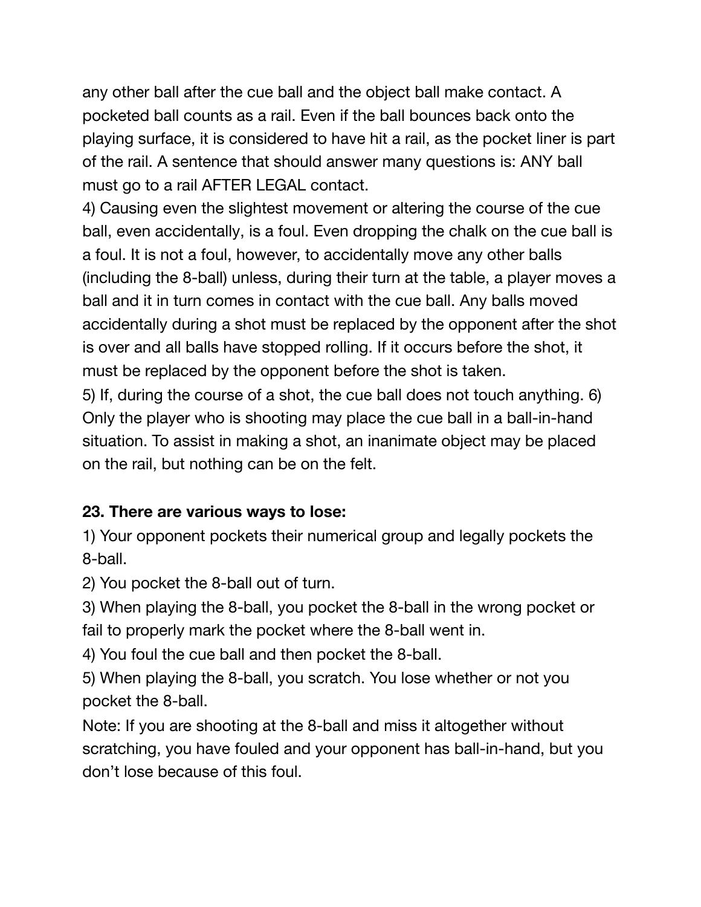any other ball after the cue ball and the object ball make contact. A pocketed ball counts as a rail. Even if the ball bounces back onto the playing surface, it is considered to have hit a rail, as the pocket liner is part of the rail. A sentence that should answer many questions is: ANY ball must go to a rail AFTER LEGAL contact.

4) Causing even the slightest movement or altering the course of the cue ball, even accidentally, is a foul. Even dropping the chalk on the cue ball is a foul. It is not a foul, however, to accidentally move any other balls (including the 8-ball) unless, during their turn at the table, a player moves a ball and it in turn comes in contact with the cue ball. Any balls moved accidentally during a shot must be replaced by the opponent after the shot is over and all balls have stopped rolling. If it occurs before the shot, it must be replaced by the opponent before the shot is taken.

5) If, during the course of a shot, the cue ball does not touch anything. 6) Only the player who is shooting may place the cue ball in a ball-in-hand situation. To assist in making a shot, an inanimate object may be placed on the rail, but nothing can be on the felt.

**23. There are various ways to lose:**

1) Your opponent pockets their numerical group and legally pockets the 8-ball.

2) You pocket the 8-ball out of turn.

3) When playing the 8-ball, you pocket the 8-ball in the wrong pocket or fail to properly mark the pocket where the 8-ball went in.

4) You foul the cue ball and then pocket the 8-ball.

5) When playing the 8-ball, you scratch. You lose whether or not you pocket the 8-ball.

Note: If you are shooting at the 8-ball and miss it altogether without scratching, you have fouled and your opponent has ball-in-hand, but you don't lose because of this foul.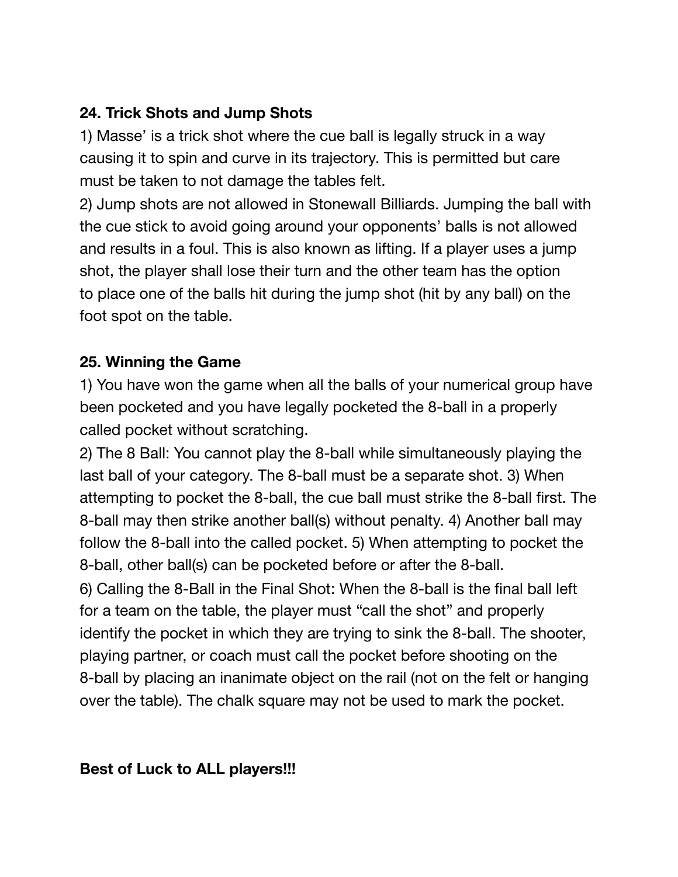**24. Trick Shots and Jump Shots**

1) Masse' is a trick shot where the cue ball is legally struck in a way causing it to spin and curve in its trajectory. This is permitted but care must be taken to not damage the tables felt.

2) Jump shots are not allowed in Stonewall Billiards. Jumping the ball with the cue stick to avoid going around your opponents' balls is not allowed and results in a foul. This is also known as lifting. If a player uses a jump shot, the player shall lose their turn and the other team has the option to place one of the balls hit during the jump shot (hit by any ball) on the foot spot on the table.

**25. Winning the Game**

1) You have won the game when all the balls of your numerical group have been pocketed and you have legally pocketed the 8-ball in a properly called pocket without scratching.

2) The 8 Ball: You cannot play the 8-ball while simultaneously playing the last ball of your category. The 8-ball must be a separate shot. 3) When attempting to pocket the 8-ball, the cue ball must strike the 8-ball first. The 8-ball may then strike another ball(s) without penalty. 4) Another ball may follow the 8-ball into the called pocket. 5) When attempting to pocket the 8-ball, other ball(s) can be pocketed before or after the 8-ball.

6) Calling the 8-Ball in the Final Shot: When the 8-ball is the final ball left for a team on the table, the player must "call the shot" and properly identify the pocket in which they are trying to sink the 8-ball. The shooter, playing partner, or coach must call the pocket before shooting on the 8-ball by placing an inanimate object on the rail (not on the felt or hanging over the table). The chalk square may not be used to mark the pocket.

**Best of Luck to ALL players!!!**